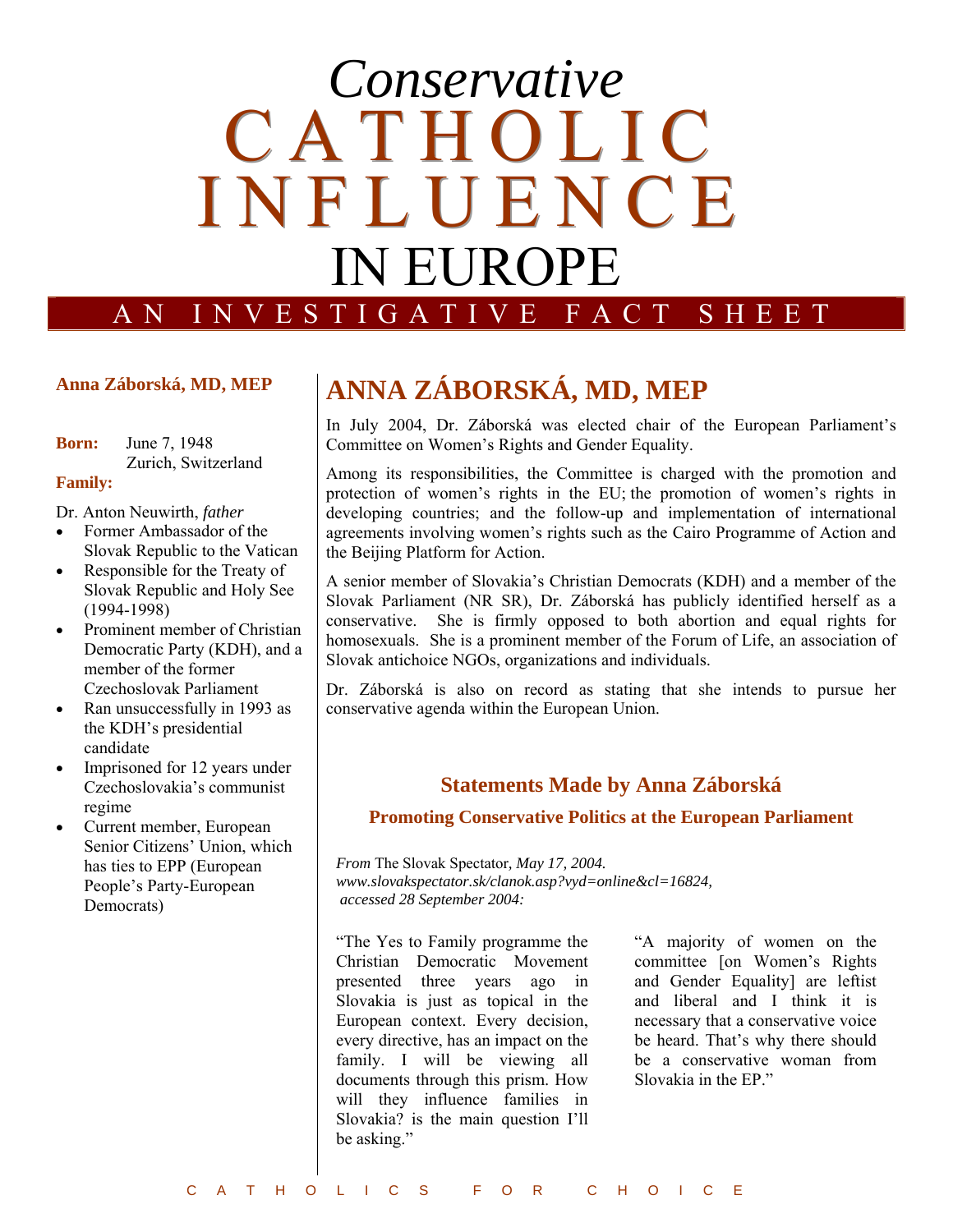# *Conservative* CATHOLIC INFLUENCE IN EUROPE

AN INVESTIGATIVE FACT SHEET

**Anna Záborská, MD, MEP**

**Born:** June 7, 1948
Zurich, Switzerland

**Family:**

Dr. Anton Neuwirth, *father*

- Former Ambassador of the Slovak Republic to the Vatican
- Responsible for the Treaty of Slovak Republic and Holy See (1994-1998)
- Prominent member of Christian Democratic Party (KDH), and a member of the former Czechoslovak Parliament
- Ran unsuccessfully in 1993 as the KDH's presidential candidate
- Imprisoned for 12 years under Czechoslovakia's communist regime
- Current member, European Senior Citizens' Union, which has ties to EPP (European People's Party-European Democrats)

## ANNA ZÁBORSKÁ, MD, MEP

In July 2004, Dr. Záborská was elected chair of the European Parliament's Committee on Women's Rights and Gender Equality.

Among its responsibilities, the Committee is charged with the promotion and protection of women's rights in the EU; the promotion of women's rights in developing countries; and the follow-up and implementation of international agreements involving women's rights such as the Cairo Programme of Action and the Beijing Platform for Action.

A senior member of Slovakia's Christian Democrats (KDH) and a member of the Slovak Parliament (NR SR), Dr. Záborská has publicly identified herself as a conservative. She is firmly opposed to both abortion and equal rights for homosexuals. She is a prominent member of the Forum of Life, an association of Slovak antichoice NGOs, organizations and individuals.

Dr. Záborská is also on record as stating that she intends to pursue her conservative agenda within the European Union.

### Statements Made by Anna Záborská

#### Promoting Conservative Politics at the European Parliament

*From* The Slovak Spectator*, May 17, 2004. www.slovakspectator.sk/clanok.asp?vyd=online&cl=16824, accessed 28 September 2004:*

"The Yes to Family programme the Christian Democratic Movement presented three years ago in Slovakia is just as topical in the European context. Every decision, every directive, has an impact on the family. I will be viewing all documents through this prism. How will they influence families in Slovakia? is the main question I'll be asking."

"A majority of women on the committee [on Women's Rights and Gender Equality] are leftist and liberal and I think it is necessary that a conservative voice be heard. That's why there should be a conservative woman from Slovakia in the EP."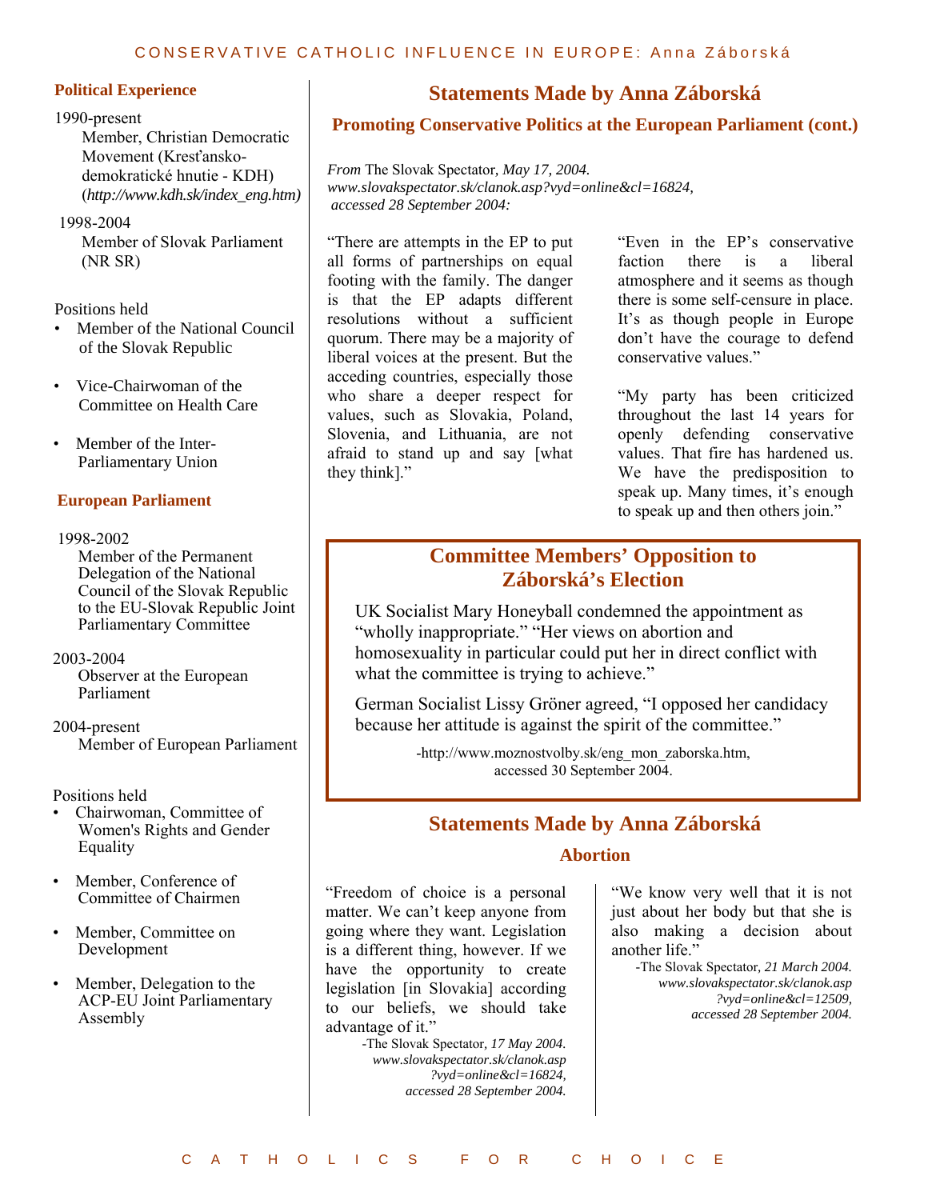## Political Experience

1990-present
Member, Christian Democratic Movement (Kresťansko-demokratické hnutie - KDH) (*http://www.kdh.sk/index_eng.htm)*

1998-2004
Member of Slovak Parliament (NR SR)

Positions held

- Member of the National Council of the Slovak Republic
- Vice-Chairwoman of the Committee on Health Care
- Member of the Inter-Parliamentary Union

## European Parliament

1998-2002
Member of the Permanent Delegation of the National Council of the Slovak Republic to the EU-Slovak Republic Joint Parliamentary Committee

2003-2004
Observer at the European Parliament

2004-present
Member of European Parliament

Positions held

- Chairwoman, Committee of Women's Rights and Gender Equality
- Member, Conference of Committee of Chairmen
- Member, Committee on Development
- Member, Delegation to the ACP-EU Joint Parliamentary Assembly

## Statements Made by Anna Záborská

### Promoting Conservative Politics at the European Parliament (cont.)

*From* The Slovak Spectator*, May 17, 2004. www.slovakspectator.sk/clanok.asp?vyd=online&cl=16824, accessed 28 September 2004:*

"There are attempts in the EP to put all forms of partnerships on equal footing with the family. The danger is that the EP adapts different resolutions without a sufficient quorum. There may be a majority of liberal voices at the present. But the acceding countries, especially those who share a deeper respect for values, such as Slovakia, Poland, Slovenia, and Lithuania, are not afraid to stand up and say [what they think]."

"Even in the EP's conservative faction there is a liberal atmosphere and it seems as though there is some self-censure in place. It's as though people in Europe don't have the courage to defend conservative values."

"My party has been criticized throughout the last 14 years for openly defending conservative values. That fire has hardened us. We have the predisposition to speak up. Many times, it's enough to speak up and then others join."

## Committee Members' Opposition to Záborská's Election

UK Socialist Mary Honeyball condemned the appointment as "wholly inappropriate." "Her views on abortion and homosexuality in particular could put her in direct conflict with what the committee is trying to achieve."

German Socialist Lissy Gröner agreed, "I opposed her candidacy because her attitude is against the spirit of the committee."

-http://www.moznostvolby.sk/eng_mon_zaborska.htm, accessed 30 September 2004.

## Statements Made by Anna Záborská

### Abortion

"Freedom of choice is a personal matter. We can't keep anyone from going where they want. Legislation is a different thing, however. If we have the opportunity to create legislation [in Slovakia] according to our beliefs, we should take advantage of it."

-The Slovak Spectator*, 17 May 2004. www.slovakspectator.sk/clanok.asp?vyd=online&cl=16824, accessed 28 September 2004.*

"We know very well that it is not just about her body but that she is also making a decision about another life."

-The Slovak Spectator*, 21 March 2004. www.slovakspectator.sk/clanok.asp?vyd=online&cl=12509, accessed 28 September 2004.*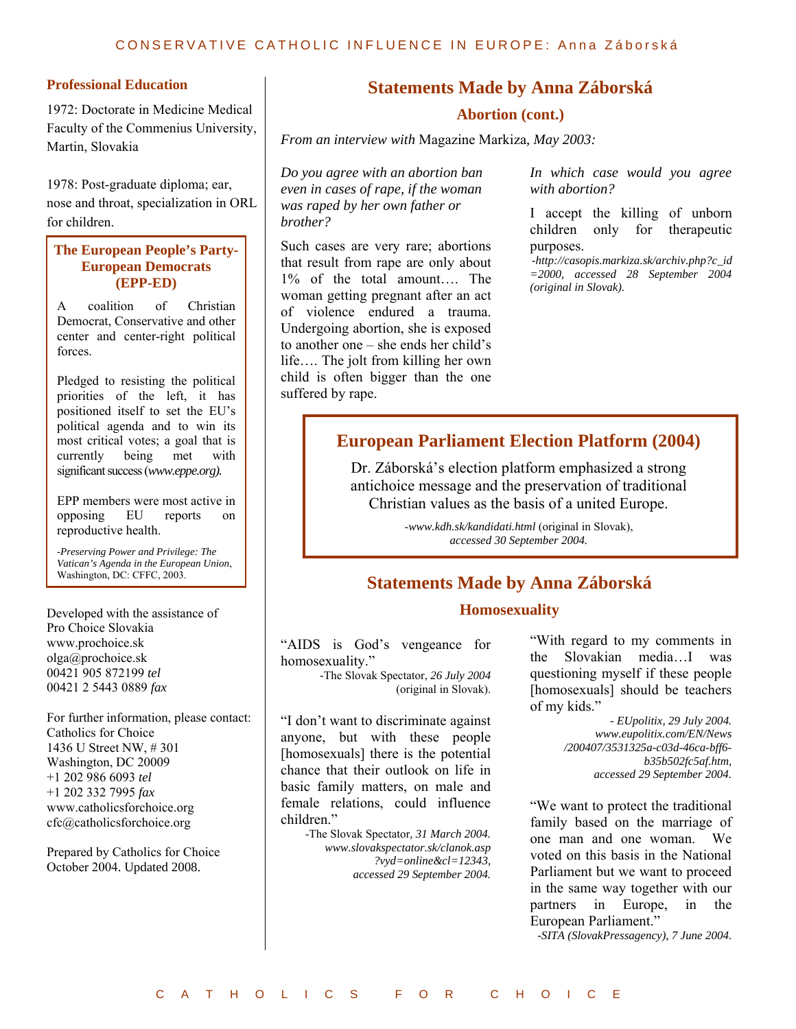## Professional Education

1972: Doctorate in Medicine Medical Faculty of the Commenius University, Martin, Slovakia

1978: Post-graduate diploma; ear, nose and throat, specialization in ORL for children.

### The European People's Party-European Democrats (EPP-ED)

A coalition of Christian Democrat, Conservative and other center and center-right political forces.

Pledged to resisting the political priorities of the left, it has positioned itself to set the EU's political agenda and to win its most critical votes; a goal that is currently being met with significant success (*www.eppe.org)*.

EPP members were most active in opposing EU reports on reproductive health.

*-Preserving Power and Privilege: The Vatican's Agenda in the European Union*, Washington, DC: CFFC, 2003.

Developed with the assistance of
Pro Choice Slovakia
www.prochoice.sk
olga@prochoice.sk
00421 905 872199 *tel*
00421 2 5443 0889 *fax*

For further information, please contact:
Catholics for Choice
1436 U Street NW, # 301
Washington, DC 20009
+1 202 986 6093 *tel*
+1 202 332 7995 *fax*
www.catholicsforchoice.org
cfc@catholicsforchoice.org

Prepared by Catholics for Choice
October 2004. Updated 2008.

## Statements Made by Anna Záborská

### Abortion (cont.)

*From an interview with* Magazine Markiza*, May 2003:*

*Do you agree with an abortion ban even in cases of rape, if the woman was raped by her own father or brother?*

Such cases are very rare; abortions that result from rape are only about 1% of the total amount…. The woman getting pregnant after an act of violence endured a trauma. Undergoing abortion, she is exposed to another one – she ends her child's life…. The jolt from killing her own child is often bigger than the one suffered by rape.

*In which case would you agree with abortion?*

I accept the killing of unborn children only for therapeutic purposes.

*-http://casopis.markiza.sk/archiv.php?c_id =2000, accessed 28 September 2004 (original in Slovak).*

### European Parliament Election Platform (2004)

Dr. Záborská's election platform emphasized a strong antichoice message and the preservation of traditional Christian values as the basis of a united Europe.

*-www.kdh.sk/kandidati.html* (original in Slovak), *accessed 30 September 2004.*

## Statements Made by Anna Záborská

### Homosexuality

"AIDS is God's vengeance for homosexuality."

-The Slovak Spectator, *26 July 2004* (original in Slovak).

"I don't want to discriminate against anyone, but with these people [homosexuals] there is the potential chance that their outlook on life in basic family matters, on male and female relations, could influence children."

-The Slovak Spectator*, 31 March 2004. www.slovakspectator.sk/clanok.asp ?vyd=online&cl=12343, accessed 29 September 2004.*

"With regard to my comments in the Slovakian media…I was questioning myself if these people [homosexuals] should be teachers of my kids."

*- EUpolitix, 29 July 2004. www.eupolitix.com/EN/News /200407/3531325a-c03d-46ca-bff6-b35b502fc5af.htm, accessed 29 September 2004.*

"We want to protect the traditional family based on the marriage of one man and one woman. We voted on this basis in the National Parliament but we want to proceed in the same way together with our partners in Europe, in the European Parliament."

*-SITA (SlovakPressagency), 7 June 2004.*